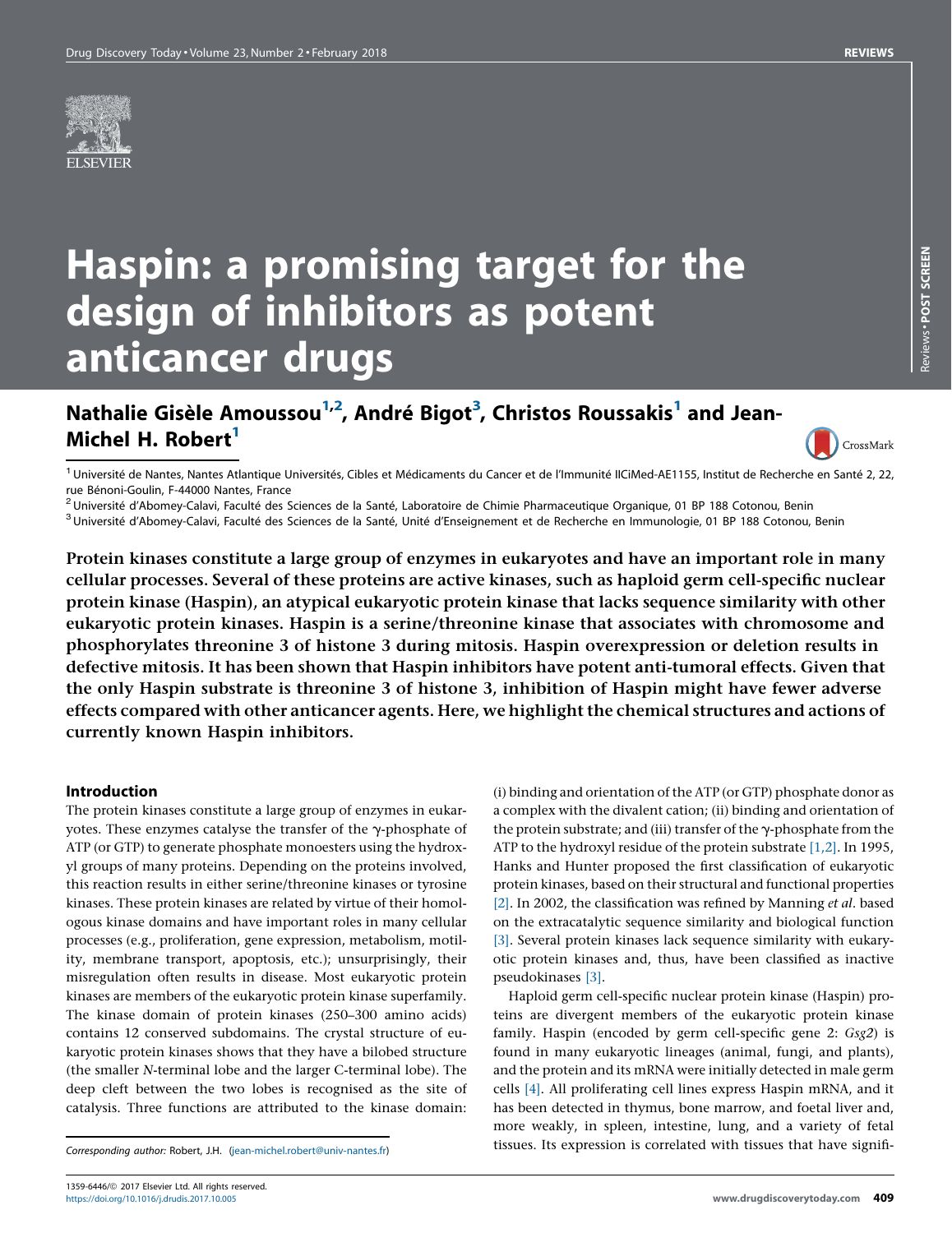# Haspin: a promising target for the design of inhibitors as potent anticancer drugs

**Nathalie Gisèle Amoussou[1,2], André Bigot[3], Christos Roussakis[1] and Jean-Michel H. Robert[1]**

[1] Université de Nantes, Nantes Atlantique Universités, Cibles et Médicaments du Cancer et de l'Immunité IICiMed-AE1155, Institut de Recherche en Santé 2, 22, rue Bénoni-Goulin, F-44000 Nantes, France

[2] Université d'Abomey-Calavi, Faculté des Sciences de la Santé, Laboratoire de Chimie Pharmaceutique Organique, 01 BP 188 Cotonou, Benin

[3] Université d'Abomey-Calavi, Faculté des Sciences de la Santé, Unité d'Enseignement et de Recherche en Immunologie, 01 BP 188 Cotonou, Benin

**Protein kinases constitute a large group of enzymes in eukaryotes and have an important role in many cellular processes. Several of these proteins are active kinases, such as haploid germ cell-specific nuclear protein kinase (Haspin), an atypical eukaryotic protein kinase that lacks sequence similarity with other eukaryotic protein kinases. Haspin is a serine/threonine kinase that associates with chromosome and phosphorylates threonine 3 of histone 3 during mitosis. Haspin overexpression or deletion results in defective mitosis. It has been shown that Haspin inhibitors have potent anti-tumoral effects. Given that the only Haspin substrate is threonine 3 of histone 3, inhibition of Haspin might have fewer adverse effects compared with other anticancer agents. Here, we highlight the chemical structures and actions of currently known Haspin inhibitors.**

## Introduction

The protein kinases constitute a large group of enzymes in eukaryotes. These enzymes catalyse the transfer of the γ-phosphate of ATP (or GTP) to generate phosphate monoesters using the hydroxyl groups of many proteins. Depending on the proteins involved, this reaction results in either serine/threonine kinases or tyrosine kinases. These protein kinases are related by virtue of their homologous kinase domains and have important roles in many cellular processes (e.g., proliferation, gene expression, metabolism, motility, membrane transport, apoptosis, etc.); unsurprisingly, their misregulation often results in disease. Most eukaryotic protein kinases are members of the eukaryotic protein kinase superfamily. The kinase domain of protein kinases (250–300 amino acids) contains 12 conserved subdomains. The crystal structure of eukaryotic protein kinases shows that they have a bilobed structure (the smaller *N*-terminal lobe and the larger C-terminal lobe). The deep cleft between the two lobes is recognised as the site of catalysis. Three functions are attributed to the kinase domain: (i) binding and orientation of the ATP (or GTP) phosphate donor as a complex with the divalent cation; (ii) binding and orientation of the protein substrate; and (iii) transfer of the γ-phosphate from the ATP to the hydroxyl residue of the protein substrate [1,2]. In 1995, Hanks and Hunter proposed the first classification of eukaryotic protein kinases, based on their structural and functional properties [2]. In 2002, the classification was refined by Manning *et al.* based on the extracatalytic sequence similarity and biological function [3]. Several protein kinases lack sequence similarity with eukaryotic protein kinases and, thus, have been classified as inactive pseudokinases [3].

Haploid germ cell-specific nuclear protein kinase (Haspin) proteins are divergent members of the eukaryotic protein kinase family. Haspin (encoded by germ cell-specific gene 2: *Gsg2*) is found in many eukaryotic lineages (animal, fungi, and plants), and the protein and its mRNA were initially detected in male germ cells [4]. All proliferating cell lines express Haspin mRNA, and it has been detected in thymus, bone marrow, and foetal liver and, more weakly, in spleen, intestine, lung, and a variety of fetal tissues. Its expression is correlated with tissues that have signifi-

*Corresponding author:* Robert, J.H. (jean-michel.robert@univ-nantes.fr)

1359-6446/© 2017 Elsevier Ltd. All rights reserved.
https://doi.org/10.1016/j.drudis.2017.10.005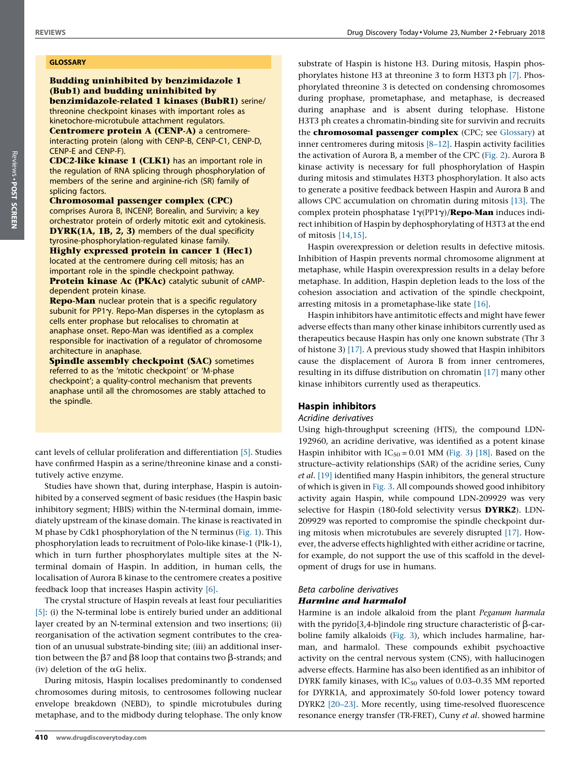## GLOSSARY

**Budding uninhibited by benzimidazole 1 (Bub1) and budding uninhibited by benzimidazole-related 1 kinases (BubR1)** serine/threonine checkpoint kinases with important roles as kinetochore-microtubule attachment regulators.

**Centromere protein A (CENP-A)** a centromere-interacting protein (along with CENP-B, CENP-C1, CENP-D, CENP-E and CENP-F).

**CDC2-like kinase 1 (CLK1)** has an important role in the regulation of RNA splicing through phosphorylation of members of the serine and arginine-rich (SR) family of splicing factors.

**Chromosomal passenger complex (CPC)** comprises Aurora B, INCENP, Borealin, and Survivin; a key orchestrator protein of orderly mitotic exit and cytokinesis.

**DYRK(1A, 1B, 2, 3)** members of the dual specificity tyrosine-phosphorylation-regulated kinase family.

**Highly expressed protein in cancer 1 (Hec1)** located at the centromere during cell mitosis; has an important role in the spindle checkpoint pathway.

**Protein kinase Ac (PKAc)** catalytic subunit of cAMP-dependent protein kinase.

**Repo-Man** nuclear protein that is a specific regulatory subunit for PP1γ. Repo-Man disperses in the cytoplasm as cells enter prophase but relocalises to chromatin at anaphase onset. Repo-Man was identified as a complex responsible for inactivation of a regulator of chromosome architecture in anaphase.

**Spindle assembly checkpoint (SAC)** sometimes referred to as the 'mitotic checkpoint' or 'M-phase checkpoint'; a quality-control mechanism that prevents anaphase until all the chromosomes are stably attached to the spindle.

cant levels of cellular proliferation and differentiation [5]. Studies have confirmed Haspin as a serine/threonine kinase and a constitutively active enzyme.

Studies have shown that, during interphase, Haspin is autoinhibited by a conserved segment of basic residues (the Haspin basic inhibitory segment; HBIS) within the N-terminal domain, immediately upstream of the kinase domain. The kinase is reactivated in M phase by Cdk1 phosphorylation of the N terminus (Fig. 1). This phosphorylation leads to recruitment of Polo-like kinase-1 (Plk-1), which in turn further phosphorylates multiple sites at the N-terminal domain of Haspin. In addition, in human cells, the localisation of Aurora B kinase to the centromere creates a positive feedback loop that increases Haspin activity [6].

The crystal structure of Haspin reveals at least four peculiarities [5]: (i) the N-terminal lobe is entirely buried under an additional layer created by an N-terminal extension and two insertions; (ii) reorganisation of the activation segment contributes to the creation of an unusual substrate-binding site; (iii) an additional insertion between the β7 and β8 loop that contains two β-strands; and (iv) deletion of the αG helix.

During mitosis, Haspin localises predominantly to condensed chromosomes during mitosis, to centrosomes following nuclear envelope breakdown (NEBD), to spindle microtubules during metaphase, and to the midbody during telophase. The only know substrate of Haspin is histone H3. During mitosis, Haspin phosphorylates histone H3 at threonine 3 to form H3T3 ph [7]. Phosphorylated threonine 3 is detected on condensing chromosomes during prophase, prometaphase, and metaphase, is decreased during anaphase and is absent during telophase. Histone H3T3 ph creates a chromatin-binding site for survivin and recruits the **chromosomal passenger complex** (CPC; see Glossary) at inner centromeres during mitosis [8–12]. Haspin activity facilities the activation of Aurora B, a member of the CPC (Fig. 2). Aurora B kinase activity is necessary for full phosphorylation of Haspin during mitosis and stimulates H3T3 phosphorylation. It also acts to generate a positive feedback between Haspin and Aurora B and allows CPC accumulation on chromatin during mitosis [13]. The complex protein phosphatase 1γ(PP1γ)/**Repo-Man** induces indirect inhibition of Haspin by dephosphorylating of H3T3 at the end of mitosis [14,15].

Haspin overexpression or deletion results in defective mitosis. Inhibition of Haspin prevents normal chromosome alignment at metaphase, while Haspin overexpression results in a delay before metaphase. In addition, Haspin depletion leads to the loss of the cohesion association and activation of the spindle checkpoint, arresting mitosis in a prometaphase-like state [16].

Haspin inhibitors have antimitotic effects and might have fewer adverse effects than many other kinase inhibitors currently used as therapeutics because Haspin has only one known substrate (Thr 3 of histone 3) [17]. A previous study showed that Haspin inhibitors cause the displacement of Aurora B from inner centromeres, resulting in its diffuse distribution on chromatin [17] many other kinase inhibitors currently used as therapeutics.

## Haspin inhibitors

### *Acridine derivatives*

Using high-throughput screening (HTS), the compound LDN-192960, an acridine derivative, was identified as a potent kinase Haspin inhibitor with $IC_{50}$ = 0.01 MM (Fig. 3) [18]. Based on the structure–activity relationships (SAR) of the acridine series, Cuny *et al*. [19] identified many Haspin inhibitors, the general structure of which is given in Fig. 3. All compounds showed good inhibitory activity again Haspin, while compound LDN-209929 was very selective for Haspin (180-fold selectivity versus **DYRK2**). LDN-209929 was reported to compromise the spindle checkpoint during mitosis when microtubules are severely disrupted [17]. However, the adverse effects highlighted with either acridine or tacrine, for example, do not support the use of this scaffold in the development of drugs for use in humans.

### *Beta carboline derivatives*

#### ***Harmine and harmalol***

Harmine is an indole alkaloid from the plant *Peganum harmala* with the pyrido[3,4-b]indole ring structure characteristic of β-carboline family alkaloids (Fig. 3), which includes harmaline, harman, and harmalol. These compounds exhibit psychoactive activity on the central nervous system (CNS), with hallucinogen adverse effects. Harmine has also been identified as an inhibitor of DYRK family kinases, with $IC_{50}$ values of 0.03–0.35 MM reported for DYRK1A, and approximately 50-fold lower potency toward DYRK2 [20–23]. More recently, using time-resolved fluorescence resonance energy transfer (TR-FRET), Cuny *et al*. showed harmine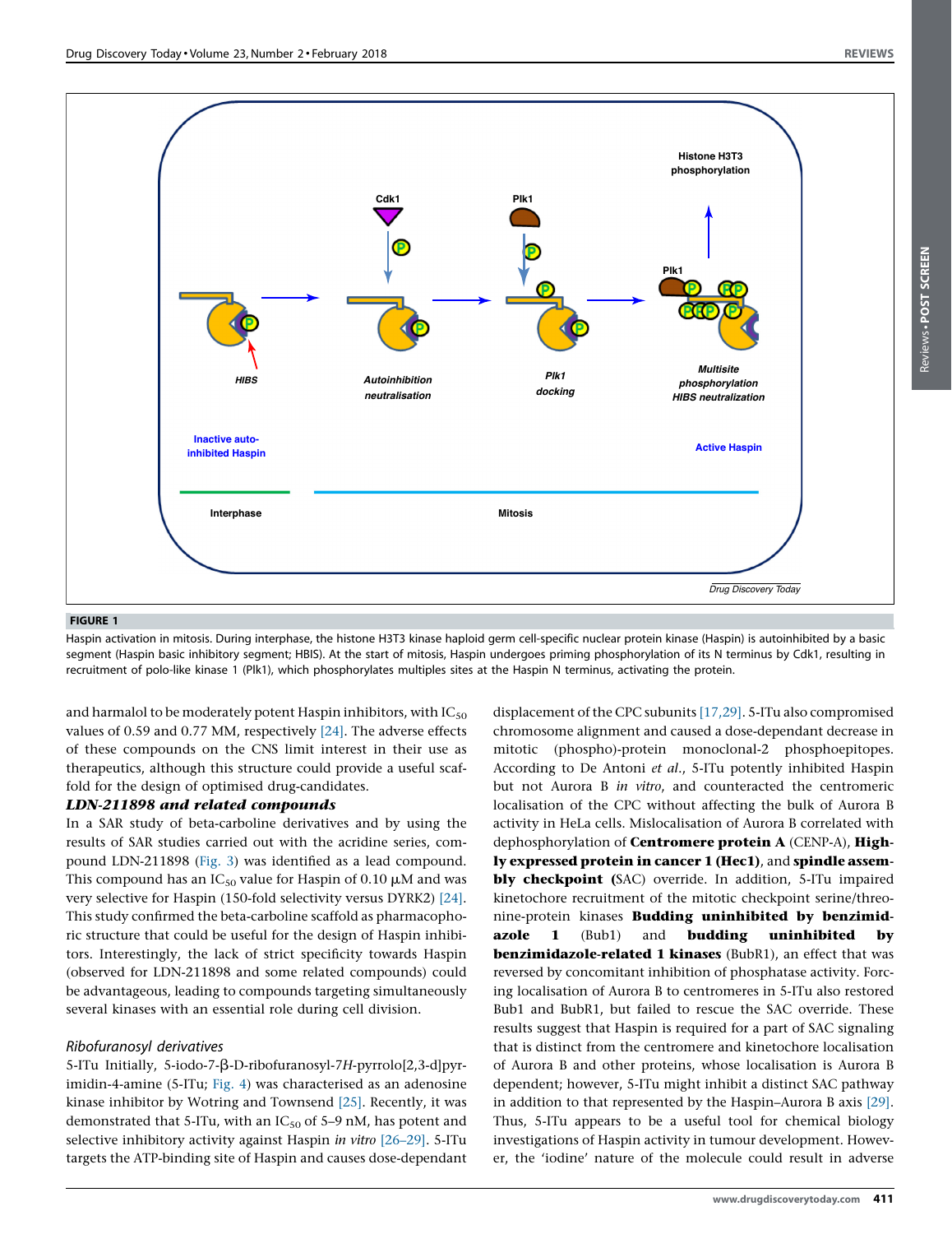**FIGURE 1**

Haspin activation in mitosis. During interphase, the histone H3T3 kinase haploid germ cell-specific nuclear protein kinase (Haspin) is autoinhibited by a basic segment (Haspin basic inhibitory segment; HIBS). At the start of mitosis, Haspin undergoes priming phosphorylation of its N terminus by Cdk1, resulting in recruitment of polo-like kinase 1 (Plk1), which phosphorylates multiples sites at the Haspin N terminus, activating the protein.

and harmalol to be moderately potent Haspin inhibitors, with $IC_{50}$ values of 0.59 and 0.77 MM, respectively [24]. The adverse effects of these compounds on the CNS limit interest in their use as therapeutics, although this structure could provide a useful scaffold for the design of optimised drug-candidates.

### *LDN-211898 and related compounds*

In a SAR study of beta-carboline derivatives and by using the results of SAR studies carried out with the acridine series, compound LDN-211898 (Fig. 3) was identified as a lead compound. This compound has an $IC_{50}$ value for Haspin of 0.10 μM and was very selective for Haspin (150-fold selectivity versus DYRK2) [24]. This study confirmed the beta-carboline scaffold as pharmacophoric structure that could be useful for the design of Haspin inhibitors. Interestingly, the lack of strict specificity towards Haspin (observed for LDN-211898 and some related compounds) could be advantageous, leading to compounds targeting simultaneously several kinases with an essential role during cell division.

### *Ribofuranosyl derivatives*

5-ITu Initially, 5-iodo-7-β-D-ribofuranosyl-7*H*-pyrrolo[2,3-d]pyrimidin-4-amine (5-ITu; Fig. 4) was characterised as an adenosine kinase inhibitor by Wotring and Townsend [25]. Recently, it was demonstrated that 5-ITu, with an $IC_{50}$ of 5–9 nM, has potent and selective inhibitory activity against Haspin *in vitro* [26–29]. 5-ITu targets the ATP-binding site of Haspin and causes dose-dependant displacement of the CPC subunits [17,29]. 5-ITu also compromised chromosome alignment and caused a dose-dependant decrease in mitotic (phospho)-protein monoclonal-2 phosphoepitopes. According to De Antoni *et al.*, 5-ITu potently inhibited Haspin but not Aurora B *in vitro*, and counteracted the centromeric localisation of the CPC without affecting the bulk of Aurora B activity in HeLa cells. Mislocalisation of Aurora B correlated with dephosphorylation of **Centromere protein A** (CENP-A), **Highly expressed protein in cancer 1 (Hec1)**, and **spindle assembly checkpoint (**SAC) override. In addition, 5-ITu impaired kinetochore recruitment of the mitotic checkpoint serine/threonine-protein kinases **Budding uninhibited by benzimidazole 1** (Bub1) and **budding uninhibited by benzimidazole-related 1 kinases** (BubR1), an effect that was reversed by concomitant inhibition of phosphatase activity. Forcing localisation of Aurora B to centromeres in 5-ITu also restored Bub1 and BubR1, but failed to rescue the SAC override. These results suggest that Haspin is required for a part of SAC signaling that is distinct from the centromere and kinetochore localisation of Aurora B and other proteins, whose localisation is Aurora B dependent; however, 5-ITu might inhibit a distinct SAC pathway in addition to that represented by the Haspin–Aurora B axis [29]. Thus, 5-ITu appears to be a useful tool for chemical biology investigations of Haspin activity in tumour development. However, the 'iodine' nature of the molecule could result in adverse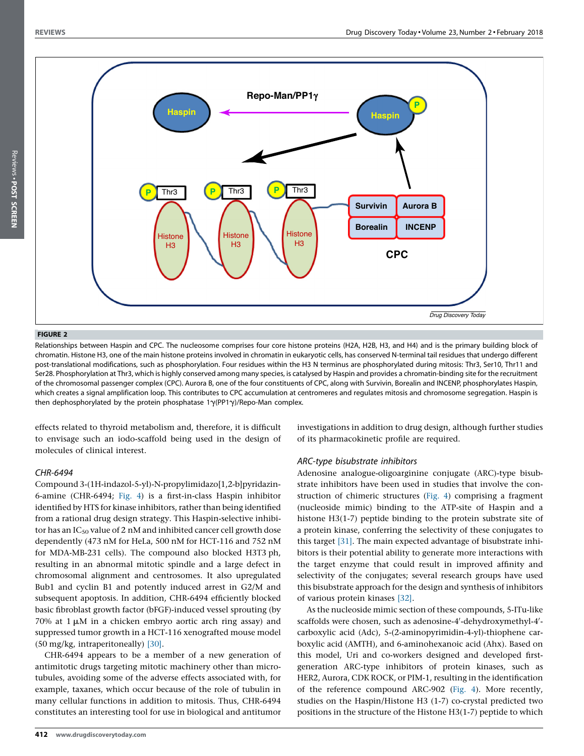**FIGURE 2**

Relationships between Haspin and CPC. The nucleosome comprises four core histone proteins (H2A, H2B, H3, and H4) and is the primary building block of chromatin. Histone H3, one of the main histone proteins involved in chromatin in eukaryotic cells, has conserved N-terminal tail residues that undergo different post-translational modifications, such as phosphorylation. Four residues within the H3 N terminus are phosphorylated during mitosis: Thr3, Ser10, Thr11 and Ser28. Phosphorylation at Thr3, which is highly conserved among many species, is catalysed by Haspin and provides a chromatin-binding site for the recruitment of the chromosomal passenger complex (CPC). Aurora B, one of the four constituents of CPC, along with Survivin, Borealin and INCENP, phosphorylates Haspin, which creates a signal amplification loop. This contributes to CPC accumulation at centromeres and regulates mitosis and chromosome segregation. Haspin is then dephosphorylated by the protein phosphatase 1γ(PP1γ)/Repo-Man complex.

effects related to thyroid metabolism and, therefore, it is difficult to envisage such an iodo-scaffold being used in the design of molecules of clinical interest.

### CHR-6494

Compound 3-(1H-indazol-5-yl)-N-propylimidazo[1,2-b]pyridazin-6-amine (CHR-6494; Fig. 4) is a first-in-class Haspin inhibitor identified by HTS for kinase inhibitors, rather than being identified from a rational drug design strategy. This Haspin-selective inhibitor has an $IC_{50}$ value of 2 nM and inhibited cancer cell growth dose dependently (473 nM for HeLa, 500 nM for HCT-116 and 752 nM for MDA-MB-231 cells). The compound also blocked H3T3 ph, resulting in an abnormal mitotic spindle and a large defect in chromosomal alignment and centrosomes. It also upregulated Bub1 and cyclin B1 and potently induced arrest in G2/M and subsequent apoptosis. In addition, CHR-6494 efficiently blocked basic fibroblast growth factor (bFGF)-induced vessel sprouting (by 70% at 1 μM in a chicken embryo aortic arch ring assay) and suppressed tumor growth in a HCT-116 xenografted mouse model (50 mg/kg, intraperitoneally) [30].

CHR-6494 appears to be a member of a new generation of antimitotic drugs targeting mitotic machinery other than microtubules, avoiding some of the adverse effects associated with, for example, taxanes, which occur because of the role of tubulin in many cellular functions in addition to mitosis. Thus, CHR-6494 constitutes an interesting tool for use in biological and antitumor investigations in addition to drug design, although further studies of its pharmacokinetic profile are required.

### ARC-type bisubstrate inhibitors

Adenosine analogue-oligoarginine conjugate (ARC)-type bisubstrate inhibitors have been used in studies that involve the construction of chimeric structures (Fig. 4) comprising a fragment (nucleoside mimic) binding to the ATP-site of Haspin and a histone H3(1-7) peptide binding to the protein substrate site of a protein kinase, conferring the selectivity of these conjugates to this target [31]. The main expected advantage of bisubstrate inhibitors is their potential ability to generate more interactions with the target enzyme that could result in improved affinity and selectivity of the conjugates; several research groups have used this bisubstrate approach for the design and synthesis of inhibitors of various protein kinases [32].

As the nucleoside mimic section of these compounds, 5-ITu-like scaffolds were chosen, such as adenosine-4′-dehydroxymethyl-4′-carboxylic acid (Adc), 5-(2-aminopyrimidin-4-yl)-thiophene carboxylic acid (AMTH), and 6-aminohexanoic acid (Ahx). Based on this model, Uri and co-workers designed and developed first-generation ARC-type inhibitors of protein kinases, such as HER2, Aurora, CDK ROCK, or PIM-1, resulting in the identification of the reference compound ARC-902 (Fig. 4). More recently, studies on the Haspin/Histone H3 (1-7) co-crystal predicted two positions in the structure of the Histone H3(1-7) peptide to which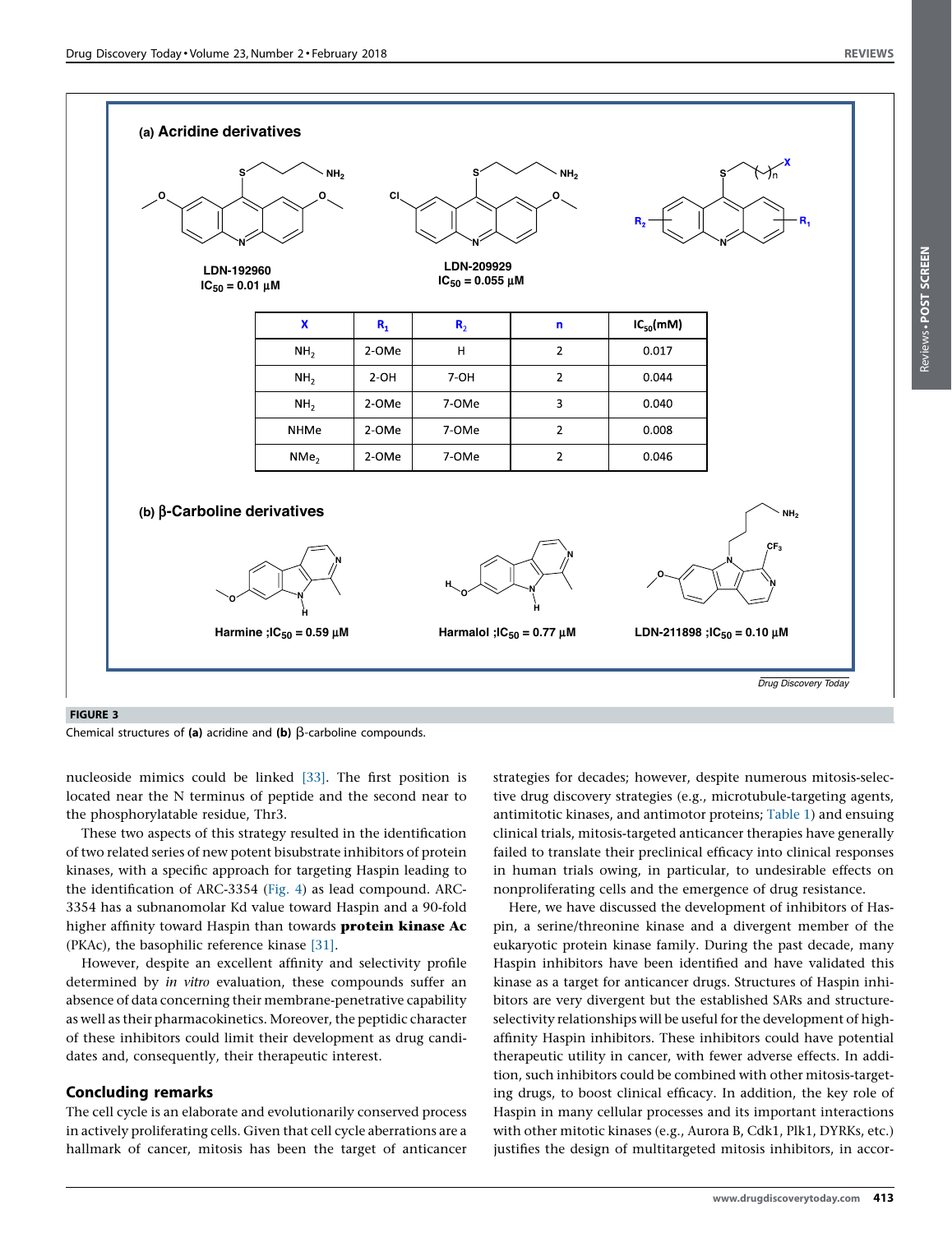(a) Acridine derivatives

LDN-192960
$IC_{50}$ = 0.01 μM

LDN-209929
$IC_{50}$ = 0.055 μM

| X | $R_1$ | $R_2$ | n | $IC_{50}$(mM) |
|---|---|---|---|---|
| $NH_2$ | 2-OMe | H | 2 | 0.017 |
| $NH_2$ | 2-OH | 7-OH | 2 | 0.044 |
| $NH_2$ | 2-OMe | 7-OMe | 3 | 0.040 |
| NHMe | 2-OMe | 7-OMe | 2 | 0.008 |
| $NMe_2$ | 2-OMe | 7-OMe | 2 | 0.046 |

(b) β-Carboline derivatives

Harmine ;$IC_{50}$ = 0.59 μM

Harmalol ;$IC_{50}$ = 0.77 μM

LDN-211898 ;$IC_{50}$ = 0.10 μM

**FIGURE 3**
Chemical structures of **(a)** acridine and **(b)** β-carboline compounds.

nucleoside mimics could be linked [33]. The first position is located near the N terminus of peptide and the second near to the phosphorylatable residue, Thr3.

These two aspects of this strategy resulted in the identification of two related series of new potent bisubstrate inhibitors of protein kinases, with a specific approach for targeting Haspin leading to the identification of ARC-3354 (Fig. 4) as lead compound. ARC-3354 has a subnanomolar Kd value toward Haspin and a 90-fold higher affinity toward Haspin than towards **protein kinase Ac** (PKAc), the basophilic reference kinase [31].

However, despite an excellent affinity and selectivity profile determined by *in vitro* evaluation, these compounds suffer an absence of data concerning their membrane-penetrative capability as well as their pharmacokinetics. Moreover, the peptidic character of these inhibitors could limit their development as drug candidates and, consequently, their therapeutic interest.

## Concluding remarks

The cell cycle is an elaborate and evolutionarily conserved process in actively proliferating cells. Given that cell cycle aberrations are a hallmark of cancer, mitosis has been the target of anticancer strategies for decades; however, despite numerous mitosis-selective drug discovery strategies (e.g., microtubule-targeting agents, antimitotic kinases, and antimotor proteins; Table 1) and ensuing clinical trials, mitosis-targeted anticancer therapies have generally failed to translate their preclinical efficacy into clinical responses in human trials owing, in particular, to undesirable effects on nonproliferating cells and the emergence of drug resistance.

Here, we have discussed the development of inhibitors of Haspin, a serine/threonine kinase and a divergent member of the eukaryotic protein kinase family. During the past decade, many Haspin inhibitors have been identified and have validated this kinase as a target for anticancer drugs. Structures of Haspin inhibitors are very divergent but the established SARs and structure-selectivity relationships will be useful for the development of high-affinity Haspin inhibitors. These inhibitors could have potential therapeutic utility in cancer, with fewer adverse effects. In addition, such inhibitors could be combined with other mitosis-targeting drugs, to boost clinical efficacy. In addition, the key role of Haspin in many cellular processes and its important interactions with other mitotic kinases (e.g., Aurora B, Cdk1, Plk1, DYRKs, etc.) justifies the design of multitargeted mitosis inhibitors, in accor-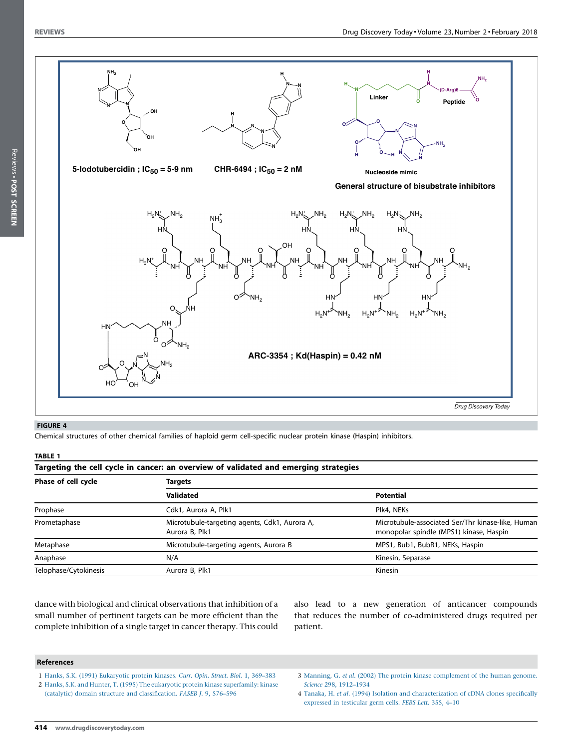**FIGURE 4**

Chemical structures of other chemical families of haploid germ cell-specific nuclear protein kinase (Haspin) inhibitors.

**TABLE 1**

**Targeting the cell cycle in cancer: an overview of validated and emerging strategies**

| Phase of cell cycle | Targets | |
|---|---|---|
| | **Validated** | **Potential** |
| Prophase | Cdk1, Aurora A, Plk1 | Plk4, NEKs |
| Prometaphase | Microtubule-targeting agents, Cdk1, Aurora A, Aurora B, Plk1 | Microtubule-associated Ser/Thr kinase-like, Human monopolar spindle (MPS1) kinase, Haspin |
| Metaphase | Microtubule-targeting agents, Aurora B | MPS1, Bub1, BubR1, NEKs, Haspin |
| Anaphase | N/A | Kinesin, Separase |
| Telophase/Cytokinesis | Aurora B, Plk1 | Kinesin |

dance with biological and clinical observations that inhibition of a small number of pertinent targets can be more efficient than the complete inhibition of a single target in cancer therapy. This could also lead to a new generation of anticancer compounds that reduces the number of co-administered drugs required per patient.

## References

1 Hanks, S.K. (1991) Eukaryotic protein kinases. *Curr. Opin. Struct. Biol.* 1, 369–383

2 Hanks, S.K. and Hunter, T. (1995) The eukaryotic protein kinase superfamily: kinase (catalytic) domain structure and classification. *FASEB J.* 9, 576–596

3 Manning, G. *et al.* (2002) The protein kinase complement of the human genome. *Science* 298, 1912–1934

4 Tanaka, H. *et al.* (1994) Isolation and characterization of cDNA clones specifically expressed in testicular germ cells. *FEBS Lett.* 355, 4–10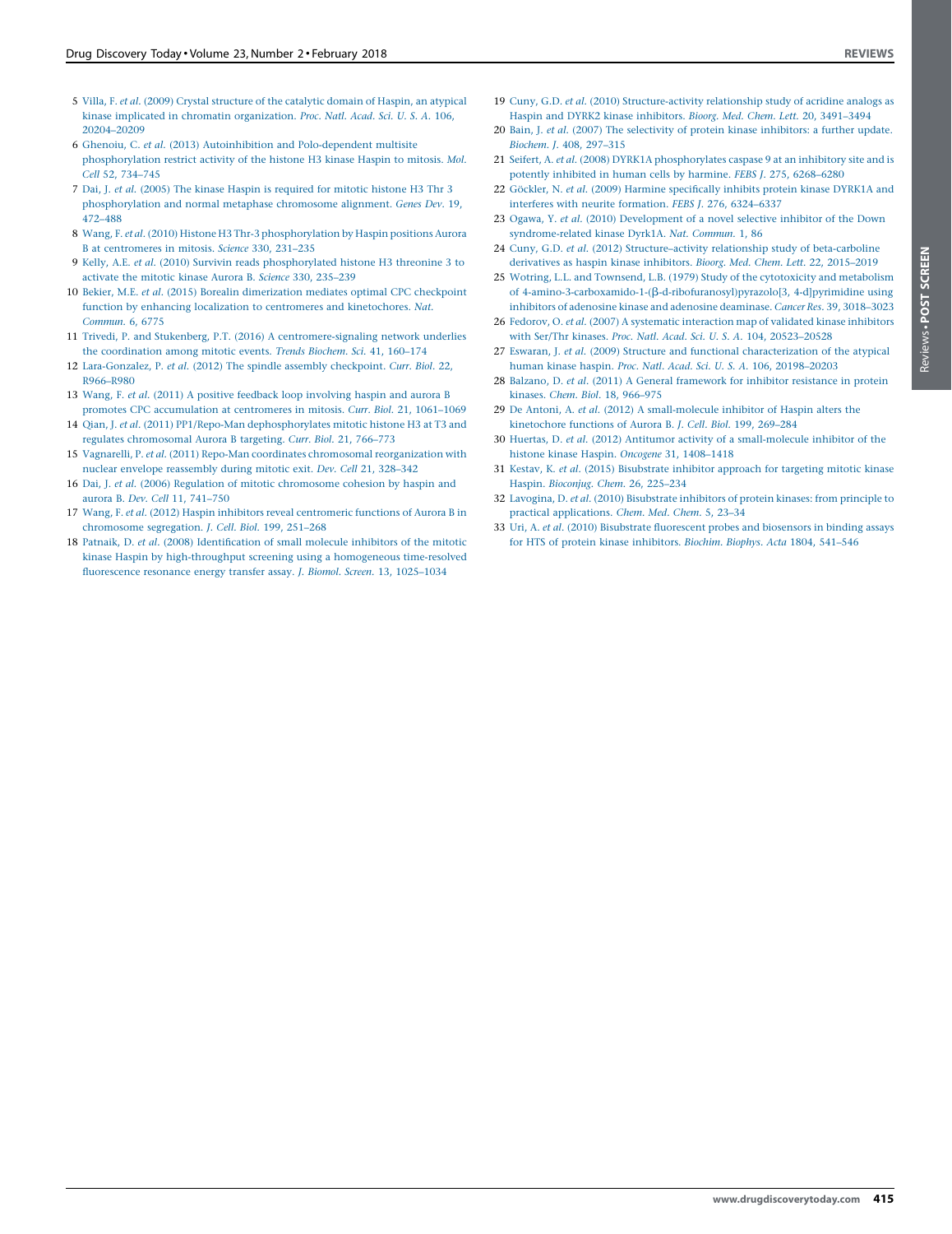5 Villa, F. *et al.* (2009) Crystal structure of the catalytic domain of Haspin, an atypical kinase implicated in chromatin organization. *Proc. Natl. Acad. Sci. U. S. A.* 106, 20204–20209

6 Ghenoiu, C. *et al.* (2013) Autoinhibition and Polo-dependent multisite phosphorylation restrict activity of the histone H3 kinase Haspin to mitosis. *Mol. Cell* 52, 734–745

7 Dai, J. *et al.* (2005) The kinase Haspin is required for mitotic histone H3 Thr 3 phosphorylation and normal metaphase chromosome alignment. *Genes Dev.* 19, 472–488

8 Wang, F. *et al.* (2010) Histone H3 Thr-3 phosphorylation by Haspin positions Aurora B at centromeres in mitosis. *Science* 330, 231–235

9 Kelly, A.E. *et al.* (2010) Survivin reads phosphorylated histone H3 threonine 3 to activate the mitotic kinase Aurora B. *Science* 330, 235–239

10 Bekier, M.E. *et al.* (2015) Borealin dimerization mediates optimal CPC checkpoint function by enhancing localization to centromeres and kinetochores. *Nat. Commun.* 6, 6775

11 Trivedi, P. and Stukenberg, P.T. (2016) A centromere-signaling network underlies the coordination among mitotic events. *Trends Biochem. Sci.* 41, 160–174

12 Lara-Gonzalez, P. *et al.* (2012) The spindle assembly checkpoint. *Curr. Biol.* 22, R966–R980

13 Wang, F. *et al.* (2011) A positive feedback loop involving haspin and aurora B promotes CPC accumulation at centromeres in mitosis. *Curr. Biol.* 21, 1061–1069

14 Qian, J. *et al.* (2011) PP1/Repo-Man dephosphorylates mitotic histone H3 at T3 and regulates chromosomal Aurora B targeting. *Curr. Biol.* 21, 766–773

15 Vagnarelli, P. *et al.* (2011) Repo-Man coordinates chromosomal reorganization with nuclear envelope reassembly during mitotic exit. *Dev. Cell* 21, 328–342

16 Dai, J. *et al.* (2006) Regulation of mitotic chromosome cohesion by haspin and aurora B. *Dev. Cell* 11, 741–750

17 Wang, F. *et al.* (2012) Haspin inhibitors reveal centromeric functions of Aurora B in chromosome segregation. *J. Cell. Biol.* 199, 251–268

18 Patnaik, D. *et al.* (2008) Identification of small molecule inhibitors of the mitotic kinase Haspin by high-throughput screening using a homogeneous time-resolved fluorescence resonance energy transfer assay. *J. Biomol. Screen.* 13, 1025–1034

19 Cuny, G.D. *et al.* (2010) Structure-activity relationship study of acridine analogs as Haspin and DYRK2 kinase inhibitors. *Bioorg. Med. Chem. Lett.* 20, 3491–3494

20 Bain, J. *et al.* (2007) The selectivity of protein kinase inhibitors: a further update. *Biochem. J.* 408, 297–315

21 Seifert, A. *et al.* (2008) DYRK1A phosphorylates caspase 9 at an inhibitory site and is potently inhibited in human cells by harmine. *FEBS J.* 275, 6268–6280

22 Göckler, N. *et al.* (2009) Harmine specifically inhibits protein kinase DYRK1A and interferes with neurite formation. *FEBS J.* 276, 6324–6337

23 Ogawa, Y. *et al.* (2010) Development of a novel selective inhibitor of the Down syndrome-related kinase Dyrk1A. *Nat. Commun.* 1, 86

24 Cuny, G.D. *et al.* (2012) Structure–activity relationship study of beta-carboline derivatives as haspin kinase inhibitors. *Bioorg. Med. Chem. Lett.* 22, 2015–2019

25 Wotring, L.L. and Townsend, L.B. (1979) Study of the cytotoxicity and metabolism of 4-amino-3-carboxamido-1-(β-d-ribofuranosyl)pyrazolo[3, 4-d]pyrimidine using inhibitors of adenosine kinase and adenosine deaminase. *Cancer Res.* 39, 3018–3023

26 Fedorov, O. *et al.* (2007) A systematic interaction map of validated kinase inhibitors with Ser/Thr kinases. *Proc. Natl. Acad. Sci. U. S. A.* 104, 20523–20528

27 Eswaran, J. *et al.* (2009) Structure and functional characterization of the atypical human kinase haspin. *Proc. Natl. Acad. Sci. U. S. A.* 106, 20198–20203

28 Balzano, D. *et al.* (2011) A General framework for inhibitor resistance in protein kinases. *Chem. Biol.* 18, 966–975

29 De Antoni, A. *et al.* (2012) A small-molecule inhibitor of Haspin alters the kinetochore functions of Aurora B. *J. Cell. Biol.* 199, 269–284

30 Huertas, D. *et al.* (2012) Antitumor activity of a small-molecule inhibitor of the histone kinase Haspin. *Oncogene* 31, 1408–1418

31 Kestav, K. *et al.* (2015) Bisubstrate inhibitor approach for targeting mitotic kinase Haspin. *Bioconjug. Chem.* 26, 225–234

32 Lavogina, D. *et al.* (2010) Bisubstrate inhibitors of protein kinases: from principle to practical applications. *Chem. Med. Chem.* 5, 23–34

33 Uri, A. *et al.* (2010) Bisubstrate fluorescent probes and biosensors in binding assays for HTS of protein kinase inhibitors. *Biochim. Biophys. Acta* 1804, 541–546